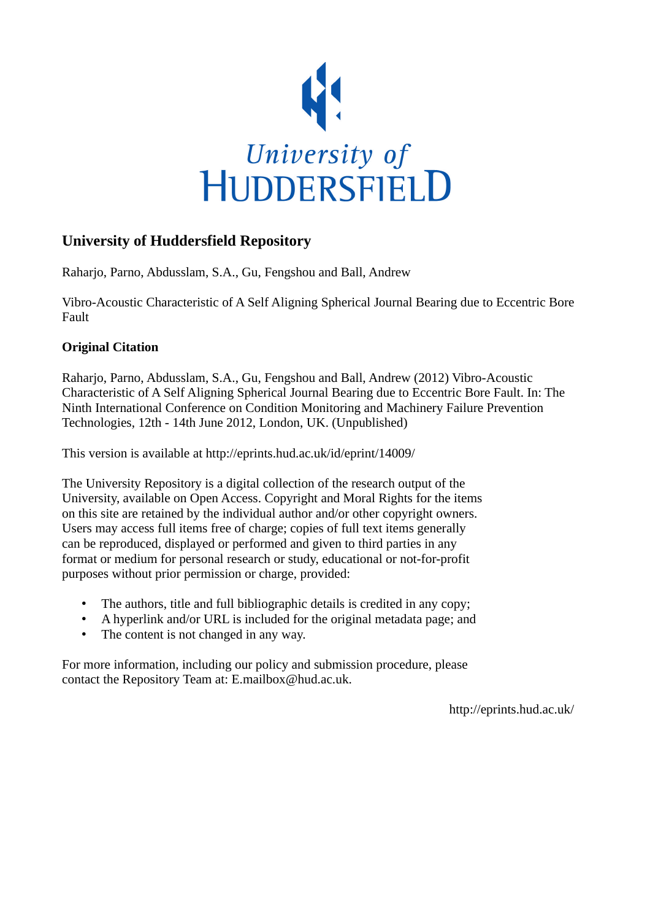# University of Huddersfield Repository

Raharjo, Parno, Abdusslam, S.A., Gu, Fengshou and Ball, Andrew

Vibro-Acoustic Characteristic of A Self Aligning Spherical Journal Bearing due to Eccentric Bore Fault

## Original Citation

Raharjo, Parno, Abdusslam, S.A., Gu, Fengshou and Ball, Andrew (2012) Vibro-Acoustic Characteristic of A Self Aligning Spherical Journal Bearing due to Eccentric Bore Fault. In: The Ninth International Conference on Condition Monitoring and Machinery Failure Prevention Technologies, 12th - 14th June 2012, London, UK. (Unpublished)

This version is available at http://eprints.hud.ac.uk/id/eprint/14009/

The University Repository is a digital collection of the research output of the University, available on Open Access. Copyright and Moral Rights for the items on this site are retained by the individual author and/or other copyright owners. Users may access full items free of charge; copies of full text items generally can be reproduced, displayed or performed and given to third parties in any format or medium for personal research or study, educational or not-for-profit purposes without prior permission or charge, provided:

- The authors, title and full bibliographic details is credited in any copy;
- A hyperlink and/or URL is included for the original metadata page; and
- The content is not changed in any way.

For more information, including our policy and submission procedure, please contact the Repository Team at: E.mailbox@hud.ac.uk.

http://eprints.hud.ac.uk/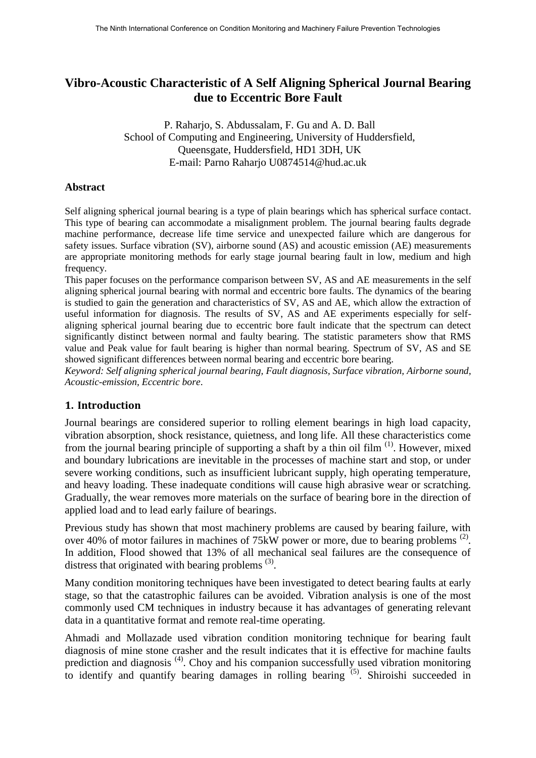# Vibro-Acoustic Characteristic of A Self Aligning Spherical Journal Bearing due to Eccentric Bore Fault

P. Raharjo, S. Abdussalam, F. Gu and A. D. Ball
School of Computing and Engineering, University of Huddersfield,
Queensgate, Huddersfield, HD1 3DH, UK
E-mail: Parno Raharjo U0874514@hud.ac.uk

### Abstract

Self aligning spherical journal bearing is a type of plain bearings which has spherical surface contact. This type of bearing can accommodate a misalignment problem. The journal bearing faults degrade machine performance, decrease life time service and unexpected failure which are dangerous for safety issues. Surface vibration (SV), airborne sound (AS) and acoustic emission (AE) measurements are appropriate monitoring methods for early stage journal bearing fault in low, medium and high frequency.

This paper focuses on the performance comparison between SV, AS and AE measurements in the self aligning spherical journal bearing with normal and eccentric bore faults. The dynamics of the bearing is studied to gain the generation and characteristics of SV, AS and AE, which allow the extraction of useful information for diagnosis. The results of SV, AS and AE experiments especially for self-aligning spherical journal bearing due to eccentric bore fault indicate that the spectrum can detect significantly distinct between normal and faulty bearing. The statistic parameters show that RMS value and Peak value for fault bearing is higher than normal bearing. Spectrum of SV, AS and SE showed significant differences between normal bearing and eccentric bore bearing.

*Keyword: Self aligning spherical journal bearing, Fault diagnosis, Surface vibration, Airborne sound, Acoustic-emission, Eccentric bore.*

## 1. Introduction

Journal bearings are considered superior to rolling element bearings in high load capacity, vibration absorption, shock resistance, quietness, and long life. All these characteristics come from the journal bearing principle of supporting a shaft by a thin oil film [(1)]. However, mixed and boundary lubrications are inevitable in the processes of machine start and stop, or under severe working conditions, such as insufficient lubricant supply, high operating temperature, and heavy loading. These inadequate conditions will cause high abrasive wear or scratching. Gradually, the wear removes more materials on the surface of bearing bore in the direction of applied load and to lead early failure of bearings.

Previous study has shown that most machinery problems are caused by bearing failure, with over 40% of motor failures in machines of 75kW power or more, due to bearing problems [(2)]. In addition, Flood showed that 13% of all mechanical seal failures are the consequence of distress that originated with bearing problems [(3)].

Many condition monitoring techniques have been investigated to detect bearing faults at early stage, so that the catastrophic failures can be avoided. Vibration analysis is one of the most commonly used CM techniques in industry because it has advantages of generating relevant data in a quantitative format and remote real-time operating.

Ahmadi and Mollazade used vibration condition monitoring technique for bearing fault diagnosis of mine stone crasher and the result indicates that it is effective for machine faults prediction and diagnosis [(4)]. Choy and his companion successfully used vibration monitoring to identify and quantify bearing damages in rolling bearing [(5)]. Shiroishi succeeded in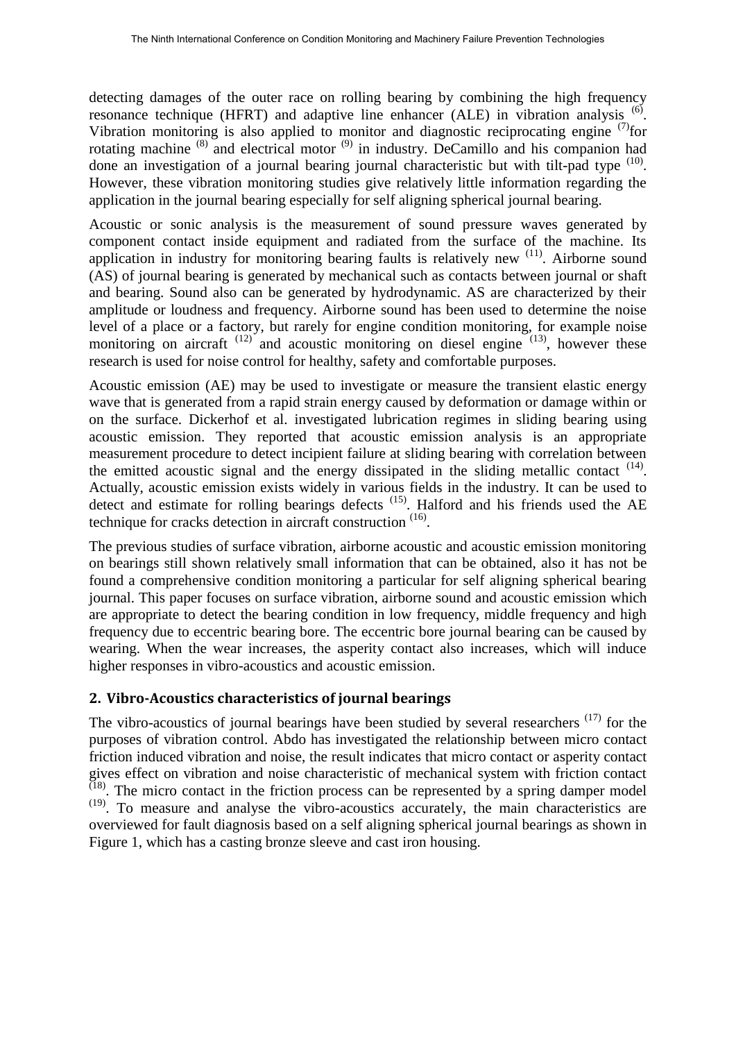detecting damages of the outer race on rolling bearing by combining the high frequency resonance technique (HFRT) and adaptive line enhancer (ALE) in vibration analysis [6]. Vibration monitoring is also applied to monitor and diagnostic reciprocating engine [7]for rotating machine [8] and electrical motor [9] in industry. DeCamillo and his companion had done an investigation of a journal bearing journal characteristic but with tilt-pad type [10]. However, these vibration monitoring studies give relatively little information regarding the application in the journal bearing especially for self aligning spherical journal bearing.

Acoustic or sonic analysis is the measurement of sound pressure waves generated by component contact inside equipment and radiated from the surface of the machine. Its application in industry for monitoring bearing faults is relatively new [11]. Airborne sound (AS) of journal bearing is generated by mechanical such as contacts between journal or shaft and bearing. Sound also can be generated by hydrodynamic. AS are characterized by their amplitude or loudness and frequency. Airborne sound has been used to determine the noise level of a place or a factory, but rarely for engine condition monitoring, for example noise monitoring on aircraft [12] and acoustic monitoring on diesel engine [13], however these research is used for noise control for healthy, safety and comfortable purposes.

Acoustic emission (AE) may be used to investigate or measure the transient elastic energy wave that is generated from a rapid strain energy caused by deformation or damage within or on the surface. Dickerhof et al. investigated lubrication regimes in sliding bearing using acoustic emission. They reported that acoustic emission analysis is an appropriate measurement procedure to detect incipient failure at sliding bearing with correlation between the emitted acoustic signal and the energy dissipated in the sliding metallic contact [14]. Actually, acoustic emission exists widely in various fields in the industry. It can be used to detect and estimate for rolling bearings defects [15]. Halford and his friends used the AE technique for cracks detection in aircraft construction [16].

The previous studies of surface vibration, airborne acoustic and acoustic emission monitoring on bearings still shown relatively small information that can be obtained, also it has not be found a comprehensive condition monitoring a particular for self aligning spherical bearing journal. This paper focuses on surface vibration, airborne sound and acoustic emission which are appropriate to detect the bearing condition in low frequency, middle frequency and high frequency due to eccentric bearing bore. The eccentric bore journal bearing can be caused by wearing. When the wear increases, the asperity contact also increases, which will induce higher responses in vibro-acoustics and acoustic emission.

## 2. Vibro-Acoustics characteristics of journal bearings

The vibro-acoustics of journal bearings have been studied by several researchers [17] for the purposes of vibration control. Abdo has investigated the relationship between micro contact friction induced vibration and noise, the result indicates that micro contact or asperity contact gives effect on vibration and noise characteristic of mechanical system with friction contact [18]. The micro contact in the friction process can be represented by a spring damper model [19]. To measure and analyse the vibro-acoustics accurately, the main characteristics are overviewed for fault diagnosis based on a self aligning spherical journal bearings as shown in Figure 1, which has a casting bronze sleeve and cast iron housing.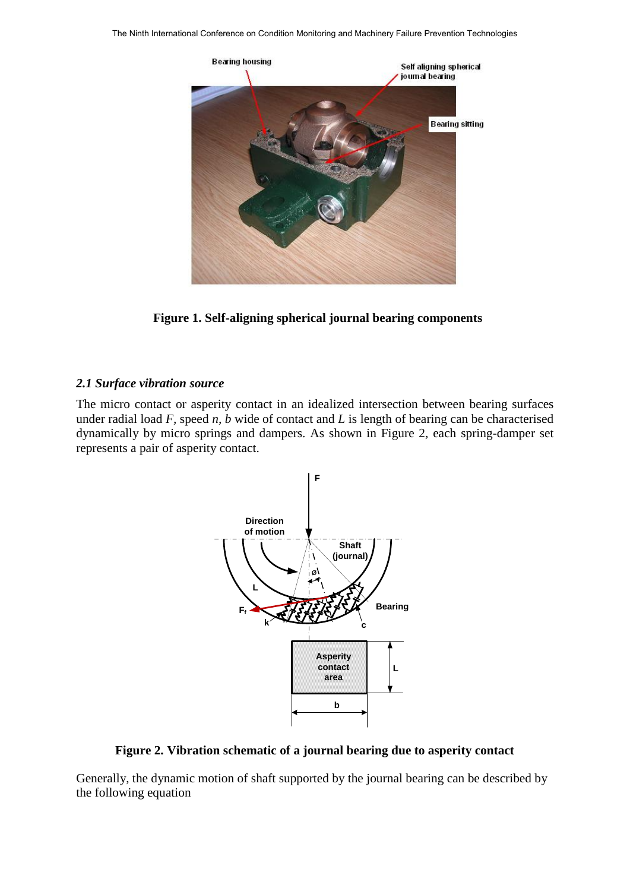Figure 1. Self-aligning spherical journal bearing components

### *2.1 Surface vibration source*

The micro contact or asperity contact in an idealized intersection between bearing surfaces under radial load $F$, speed $n$, $b$ wide of contact and $L$ is length of bearing can be characterised dynamically by micro springs and dampers. As shown in Figure 2, each spring-damper set represents a pair of asperity contact.

Figure 2. Vibration schematic of a journal bearing due to asperity contact

Generally, the dynamic motion of shaft supported by the journal bearing can be described by the following equation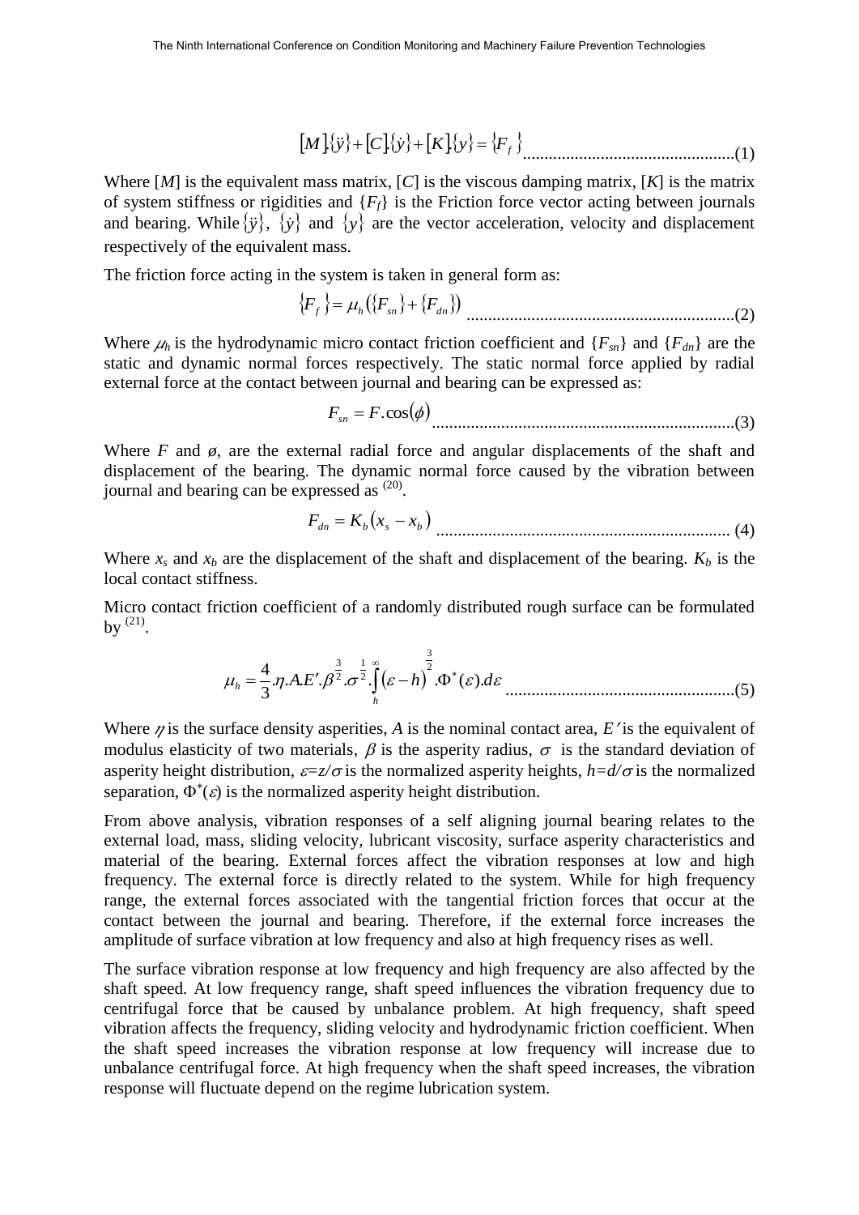$$[M]\{\ddot{y}\}+[C]\{\dot{y}\}+[K]\{y\}=\{F_f\} \quad \text{.................................................(1)}$$

Where $[M]$ is the equivalent mass matrix, $[C]$ is the viscous damping matrix, $[K]$ is the matrix of system stiffness or rigidities and $\{F_f\}$ is the Friction force vector acting between journals and bearing. While $\{\ddot{y}\}$, $\{\dot{y}\}$ and $\{y\}$ are the vector acceleration, velocity and displacement respectively of the equivalent mass.

The friction force acting in the system is taken in general form as:

$$\{F_f\}=\mu_h\left(\{F_{sn}\}+\{F_{dn}\}\right) \quad \text{.............................................................(2)}$$

Where $\mu_h$ is the hydrodynamic micro contact friction coefficient and $\{F_{sn}\}$ and $\{F_{dn}\}$ are the static and dynamic normal forces respectively. The static normal force applied by radial external force at the contact between journal and bearing can be expressed as:

$$F_{sn}=F.\cos(\phi) \quad \text{.....................................................................(3)}$$

Where $F$ and $\phi$, are the external radial force and angular displacements of the shaft and displacement of the bearing. The dynamic normal force caused by the vibration between journal and bearing can be expressed as [20].

$$F_{dn}=K_b\left(x_s-x_b\right) \quad \text{................................................................... (4)}$$

Where $x_s$ and $x_b$ are the displacement of the shaft and displacement of the bearing. $K_b$ is the local contact stiffness.

Micro contact friction coefficient of a randomly distributed rough surface can be formulated by [21].

$$\mu_h=\frac{4}{3}.\eta.A.E'.\beta^{\frac{3}{2}}.\sigma^{\frac{1}{2}}.\int_h^{\infty}(\varepsilon-h)^{\frac{3}{2}}.\Phi^*(\varepsilon).d\varepsilon \quad \text{....................................................(5)}$$

Where $\eta$ is the surface density asperities, $A$ is the nominal contact area, $E'$ is the equivalent of modulus elasticity of two materials, $\beta$ is the asperity radius, $\sigma$ is the standard deviation of asperity height distribution, $\varepsilon=z/\sigma$ is the normalized asperity heights, $h=d/\sigma$ is the normalized separation, $\Phi^*(\varepsilon)$ is the normalized asperity height distribution.

From above analysis, vibration responses of a self aligning journal bearing relates to the external load, mass, sliding velocity, lubricant viscosity, surface asperity characteristics and material of the bearing. External forces affect the vibration responses at low and high frequency. The external force is directly related to the system. While for high frequency range, the external forces associated with the tangential friction forces that occur at the contact between the journal and bearing. Therefore, if the external force increases the amplitude of surface vibration at low frequency and also at high frequency rises as well.

The surface vibration response at low frequency and high frequency are also affected by the shaft speed. At low frequency range, shaft speed influences the vibration frequency due to centrifugal force that be caused by unbalance problem. At high frequency, shaft speed vibration affects the frequency, sliding velocity and hydrodynamic friction coefficient. When the shaft speed increases the vibration response at low frequency will increase due to unbalance centrifugal force. At high frequency when the shaft speed increases, the vibration response will fluctuate depend on the regime lubrication system.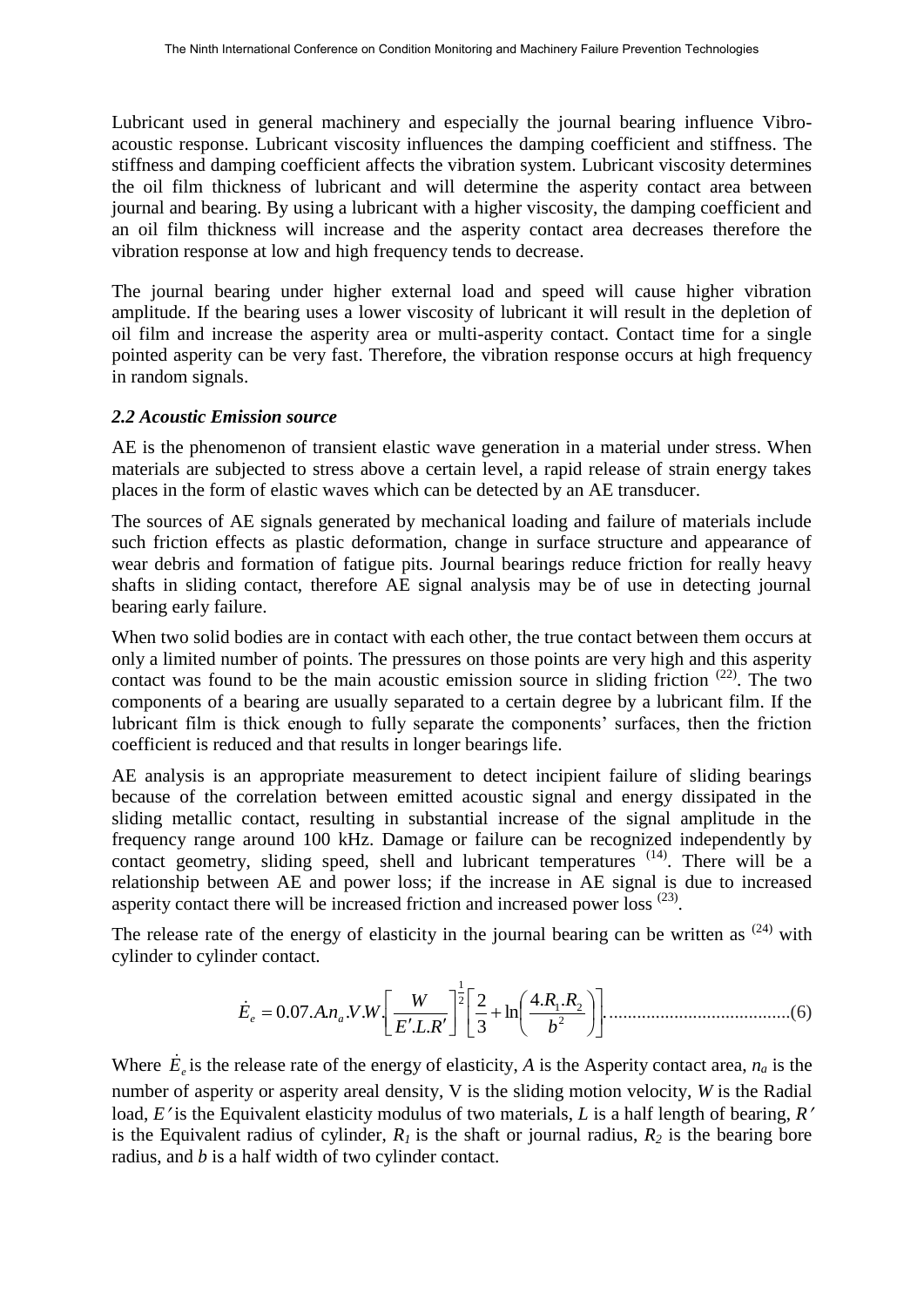Lubricant used in general machinery and especially the journal bearing influence Vibro-acoustic response. Lubricant viscosity influences the damping coefficient and stiffness. The stiffness and damping coefficient affects the vibration system. Lubricant viscosity determines the oil film thickness of lubricant and will determine the asperity contact area between journal and bearing. By using a lubricant with a higher viscosity, the damping coefficient and an oil film thickness will increase and the asperity contact area decreases therefore the vibration response at low and high frequency tends to decrease.

The journal bearing under higher external load and speed will cause higher vibration amplitude. If the bearing uses a lower viscosity of lubricant it will result in the depletion of oil film and increase the asperity area or multi-asperity contact. Contact time for a single pointed asperity can be very fast. Therefore, the vibration response occurs at high frequency in random signals.

### *2.2 Acoustic Emission source*

AE is the phenomenon of transient elastic wave generation in a material under stress. When materials are subjected to stress above a certain level, a rapid release of strain energy takes places in the form of elastic waves which can be detected by an AE transducer.

The sources of AE signals generated by mechanical loading and failure of materials include such friction effects as plastic deformation, change in surface structure and appearance of wear debris and formation of fatigue pits. Journal bearings reduce friction for really heavy shafts in sliding contact, therefore AE signal analysis may be of use in detecting journal bearing early failure.

When two solid bodies are in contact with each other, the true contact between them occurs at only a limited number of points. The pressures on those points are very high and this asperity contact was found to be the main acoustic emission source in sliding friction [22]. The two components of a bearing are usually separated to a certain degree by a lubricant film. If the lubricant film is thick enough to fully separate the components' surfaces, then the friction coefficient is reduced and that results in longer bearings life.

AE analysis is an appropriate measurement to detect incipient failure of sliding bearings because of the correlation between emitted acoustic signal and energy dissipated in the sliding metallic contact, resulting in substantial increase of the signal amplitude in the frequency range around 100 kHz. Damage or failure can be recognized independently by contact geometry, sliding speed, shell and lubricant temperatures [14]. There will be a relationship between AE and power loss; if the increase in AE signal is due to increased asperity contact there will be increased friction and increased power loss [23].

The release rate of the energy of elasticity in the journal bearing can be written as [24] with cylinder to cylinder contact.

$$\dot{E}_e = 0.07.A.n_a.V.W.\left[\frac{W}{E'.L.R'}\right]^{\frac{1}{2}}\left[\frac{2}{3}+\ln\left(\frac{4.R_1.R_2}{b^2}\right)\right] \qquad (6)$$

Where $\dot{E}_e$ is the release rate of the energy of elasticity, $A$ is the Asperity contact area, $n_a$ is the number of asperity or asperity areal density, V is the sliding motion velocity, $W$ is the Radial load, $E'$ is the Equivalent elasticity modulus of two materials, $L$ is a half length of bearing, $R'$ is the Equivalent radius of cylinder, $R_1$ is the shaft or journal radius, $R_2$ is the bearing bore radius, and $b$ is a half width of two cylinder contact.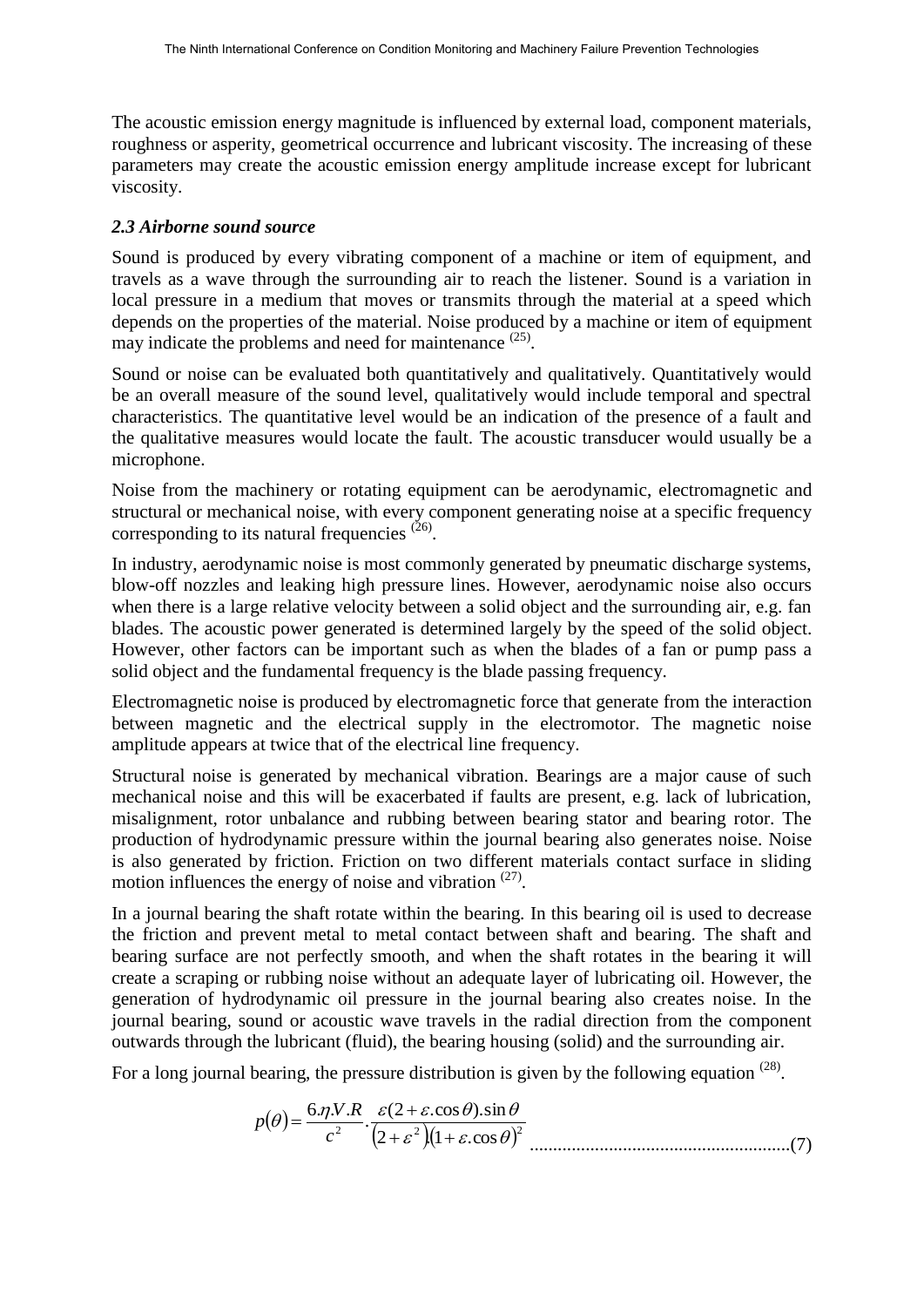The acoustic emission energy magnitude is influenced by external load, component materials, roughness or asperity, geometrical occurrence and lubricant viscosity. The increasing of these parameters may create the acoustic emission energy amplitude increase except for lubricant viscosity.

### *2.3 Airborne sound source*

Sound is produced by every vibrating component of a machine or item of equipment, and travels as a wave through the surrounding air to reach the listener. Sound is a variation in local pressure in a medium that moves or transmits through the material at a speed which depends on the properties of the material. Noise produced by a machine or item of equipment may indicate the problems and need for maintenance [(25)].

Sound or noise can be evaluated both quantitatively and qualitatively. Quantitatively would be an overall measure of the sound level, qualitatively would include temporal and spectral characteristics. The quantitative level would be an indication of the presence of a fault and the qualitative measures would locate the fault. The acoustic transducer would usually be a microphone.

Noise from the machinery or rotating equipment can be aerodynamic, electromagnetic and structural or mechanical noise, with every component generating noise at a specific frequency corresponding to its natural frequencies [(26)].

In industry, aerodynamic noise is most commonly generated by pneumatic discharge systems, blow-off nozzles and leaking high pressure lines. However, aerodynamic noise also occurs when there is a large relative velocity between a solid object and the surrounding air, e.g. fan blades. The acoustic power generated is determined largely by the speed of the solid object. However, other factors can be important such as when the blades of a fan or pump pass a solid object and the fundamental frequency is the blade passing frequency.

Electromagnetic noise is produced by electromagnetic force that generate from the interaction between magnetic and the electrical supply in the electromotor. The magnetic noise amplitude appears at twice that of the electrical line frequency.

Structural noise is generated by mechanical vibration. Bearings are a major cause of such mechanical noise and this will be exacerbated if faults are present, e.g. lack of lubrication, misalignment, rotor unbalance and rubbing between bearing stator and bearing rotor. The production of hydrodynamic pressure within the journal bearing also generates noise. Noise is also generated by friction. Friction on two different materials contact surface in sliding motion influences the energy of noise and vibration [(27)].

In a journal bearing the shaft rotate within the bearing. In this bearing oil is used to decrease the friction and prevent metal to metal contact between shaft and bearing. The shaft and bearing surface are not perfectly smooth, and when the shaft rotates in the bearing it will create a scraping or rubbing noise without an adequate layer of lubricating oil. However, the generation of hydrodynamic oil pressure in the journal bearing also creates noise. In the journal bearing, sound or acoustic wave travels in the radial direction from the component outwards through the lubricant (fluid), the bearing housing (solid) and the surrounding air.

For a long journal bearing, the pressure distribution is given by the following equation [(28)].

$$p(\theta)=\frac{6.\eta.V.R}{c^2}.\frac{\varepsilon(2+\varepsilon.\cos\theta).\sin\theta}{\left(2+\varepsilon^2\right)\left(1+\varepsilon.\cos\theta\right)^2} \qquad (7)$$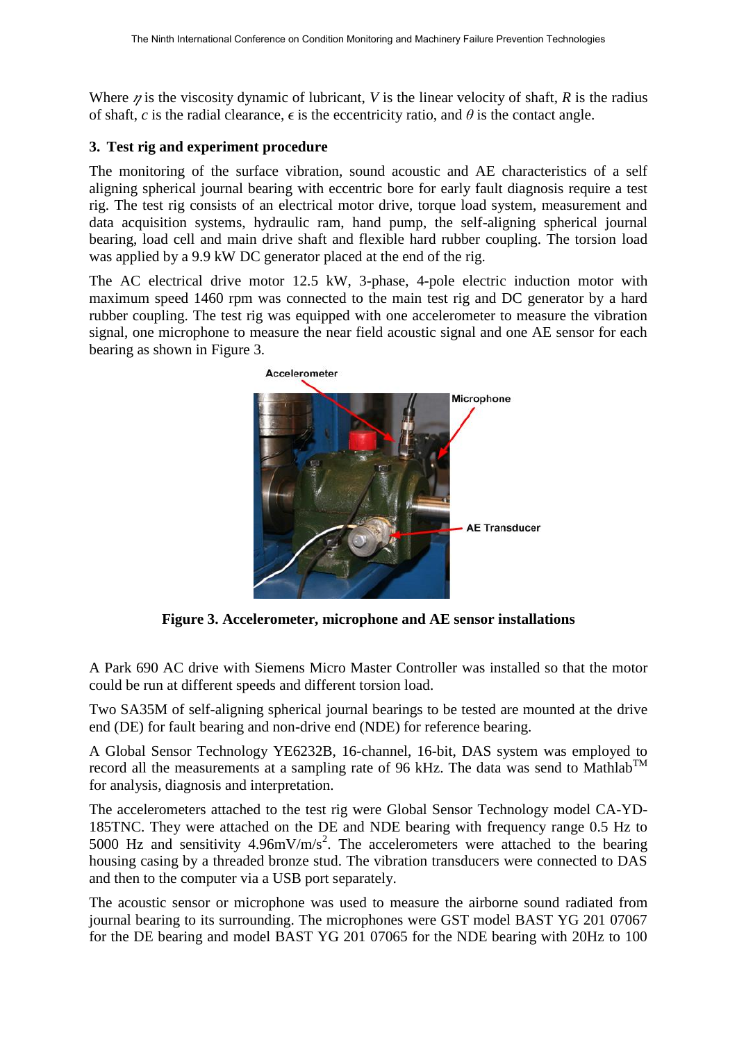Where $\eta$ is the viscosity dynamic of lubricant, $V$ is the linear velocity of shaft, $R$ is the radius of shaft, $c$ is the radial clearance, $\epsilon$ is the eccentricity ratio, and $\theta$ is the contact angle.

## 3. Test rig and experiment procedure

The monitoring of the surface vibration, sound acoustic and AE characteristics of a self aligning spherical journal bearing with eccentric bore for early fault diagnosis require a test rig. The test rig consists of an electrical motor drive, torque load system, measurement and data acquisition systems, hydraulic ram, hand pump, the self-aligning spherical journal bearing, load cell and main drive shaft and flexible hard rubber coupling. The torsion load was applied by a 9.9 kW DC generator placed at the end of the rig.

The AC electrical drive motor 12.5 kW, 3-phase, 4-pole electric induction motor with maximum speed 1460 rpm was connected to the main test rig and DC generator by a hard rubber coupling. The test rig was equipped with one accelerometer to measure the vibration signal, one microphone to measure the near field acoustic signal and one AE sensor for each bearing as shown in Figure 3.

**Figure 3. Accelerometer, microphone and AE sensor installations**

A Park 690 AC drive with Siemens Micro Master Controller was installed so that the motor could be run at different speeds and different torsion load.

Two SA35M of self-aligning spherical journal bearings to be tested are mounted at the drive end (DE) for fault bearing and non-drive end (NDE) for reference bearing.

A Global Sensor Technology YE6232B, 16-channel, 16-bit, DAS system was employed to record all the measurements at a sampling rate of 96 kHz. The data was send to Mathlab™ for analysis, diagnosis and interpretation.

The accelerometers attached to the test rig were Global Sensor Technology model CA-YD-185TNC. They were attached on the DE and NDE bearing with frequency range 0.5 Hz to 5000 Hz and sensitivity 4.96mV/m/s$^2$. The accelerometers were attached to the bearing housing casing by a threaded bronze stud. The vibration transducers were connected to DAS and then to the computer via a USB port separately.

The acoustic sensor or microphone was used to measure the airborne sound radiated from journal bearing to its surrounding. The microphones were GST model BAST YG 201 07067 for the DE bearing and model BAST YG 201 07065 for the NDE bearing with 20Hz to 100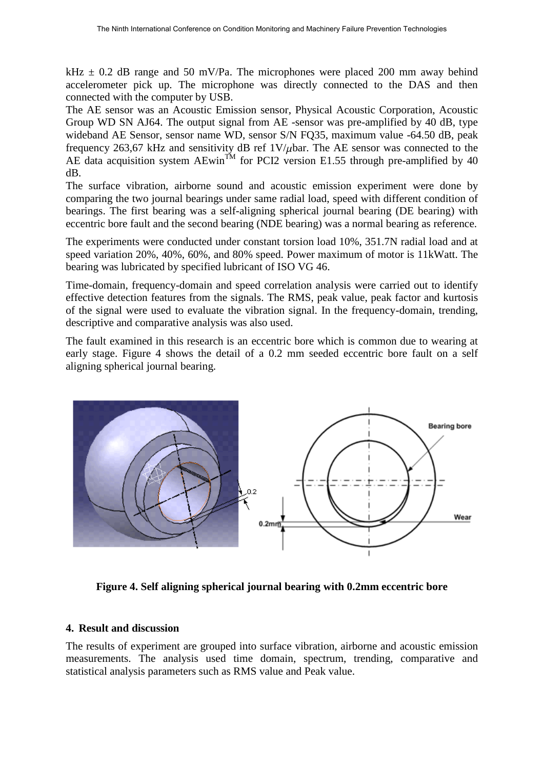kHz ± 0.2 dB range and 50 mV/Pa. The microphones were placed 200 mm away behind accelerometer pick up. The microphone was directly connected to the DAS and then connected with the computer by USB.

The AE sensor was an Acoustic Emission sensor, Physical Acoustic Corporation, Acoustic Group WD SN AJ64. The output signal from AE -sensor was pre-amplified by 40 dB, type wideband AE Sensor, sensor name WD, sensor S/N FQ35, maximum value -64.50 dB, peak frequency 263,67 kHz and sensitivity dB ref 1V/$\mu$bar. The AE sensor was connected to the AE data acquisition system AEwin$^{TM}$ for PCI2 version E1.55 through pre-amplified by 40 dB.

The surface vibration, airborne sound and acoustic emission experiment were done by comparing the two journal bearings under same radial load, speed with different condition of bearings. The first bearing was a self-aligning spherical journal bearing (DE bearing) with eccentric bore fault and the second bearing (NDE bearing) was a normal bearing as reference.

The experiments were conducted under constant torsion load 10%, 351.7N radial load and at speed variation 20%, 40%, 60%, and 80% speed. Power maximum of motor is 11kWatt. The bearing was lubricated by specified lubricant of ISO VG 46.

Time-domain, frequency-domain and speed correlation analysis were carried out to identify effective detection features from the signals. The RMS, peak value, peak factor and kurtosis of the signal were used to evaluate the vibration signal. In the frequency-domain, trending, descriptive and comparative analysis was also used.

The fault examined in this research is an eccentric bore which is common due to wearing at early stage. Figure 4 shows the detail of a 0.2 mm seeded eccentric bore fault on a self aligning spherical journal bearing.

**Figure 4. Self aligning spherical journal bearing with 0.2mm eccentric bore**

## 4. Result and discussion

The results of experiment are grouped into surface vibration, airborne and acoustic emission measurements. The analysis used time domain, spectrum, trending, comparative and statistical analysis parameters such as RMS value and Peak value.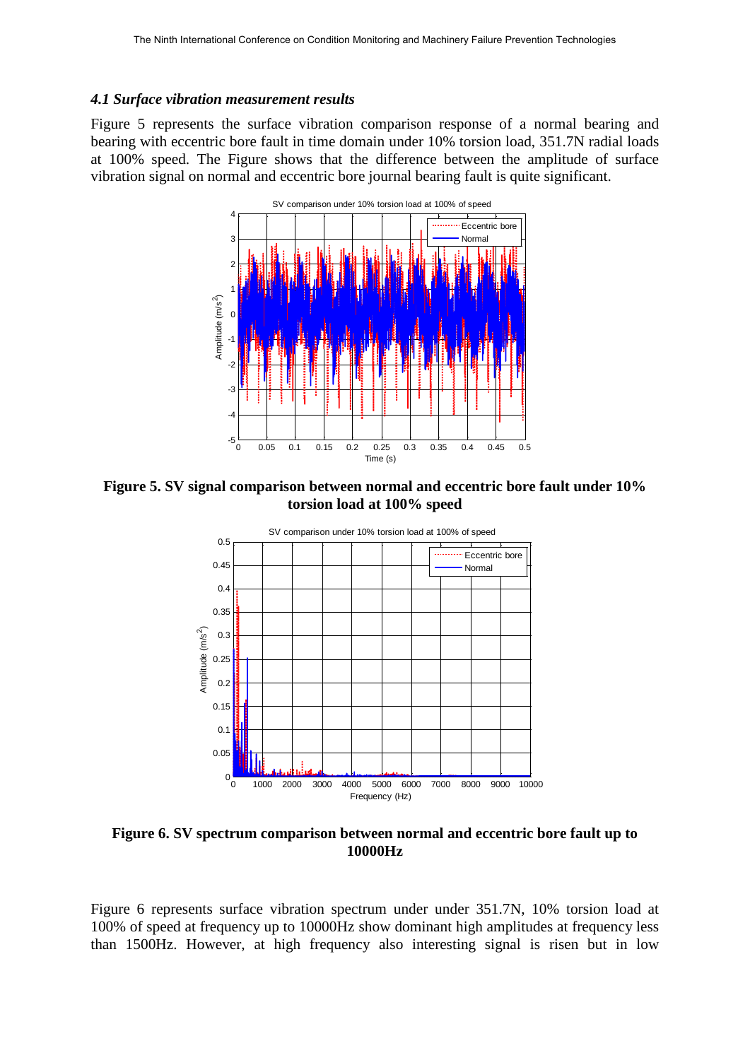### *4.1 Surface vibration measurement results*

Figure 5 represents the surface vibration comparison response of a normal bearing and bearing with eccentric bore fault in time domain under 10% torsion load, 351.7N radial loads at 100% speed. The Figure shows that the difference between the amplitude of surface vibration signal on normal and eccentric bore journal bearing fault is quite significant.

**Figure 5. SV signal comparison between normal and eccentric bore fault under 10% torsion load at 100% speed**

**Figure 6. SV spectrum comparison between normal and eccentric bore fault up to 10000Hz**

Figure 6 represents surface vibration spectrum under under 351.7N, 10% torsion load at 100% of speed at frequency up to 10000Hz show dominant high amplitudes at frequency less than 1500Hz. However, at high frequency also interesting signal is risen but in low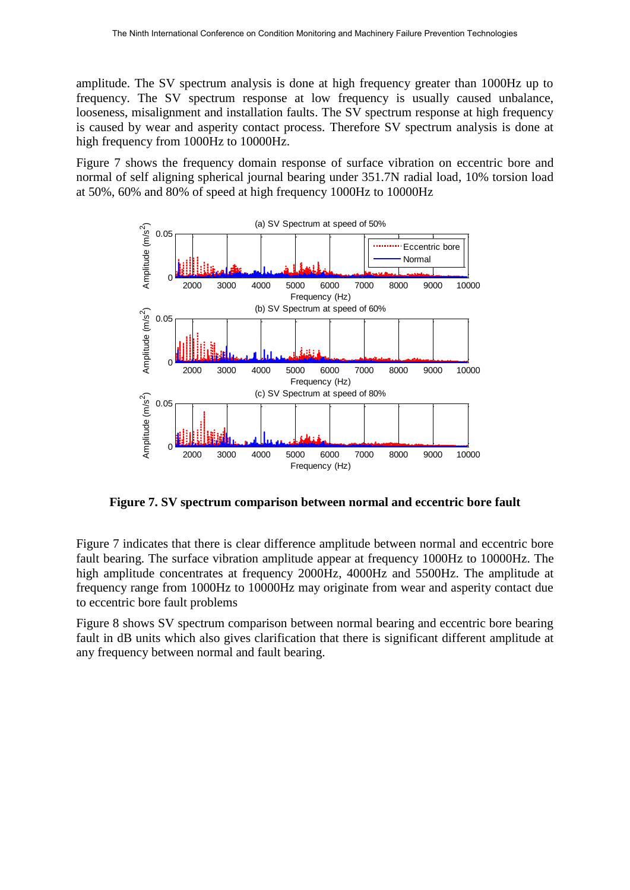amplitude. The SV spectrum analysis is done at high frequency greater than 1000Hz up to frequency. The SV spectrum response at low frequency is usually caused unbalance, looseness, misalignment and installation faults. The SV spectrum response at high frequency is caused by wear and asperity contact process. Therefore SV spectrum analysis is done at high frequency from 1000Hz to 10000Hz.

Figure 7 shows the frequency domain response of surface vibration on eccentric bore and normal of self aligning spherical journal bearing under 351.7N radial load, 10% torsion load at 50%, 60% and 80% of speed at high frequency 1000Hz to 10000Hz

**Figure 7. SV spectrum comparison between normal and eccentric bore fault**

Figure 7 indicates that there is clear difference amplitude between normal and eccentric bore fault bearing. The surface vibration amplitude appear at frequency 1000Hz to 10000Hz. The high amplitude concentrates at frequency 2000Hz, 4000Hz and 5500Hz. The amplitude at frequency range from 1000Hz to 10000Hz may originate from wear and asperity contact due to eccentric bore fault problems

Figure 8 shows SV spectrum comparison between normal bearing and eccentric bore bearing fault in dB units which also gives clarification that there is significant different amplitude at any frequency between normal and fault bearing.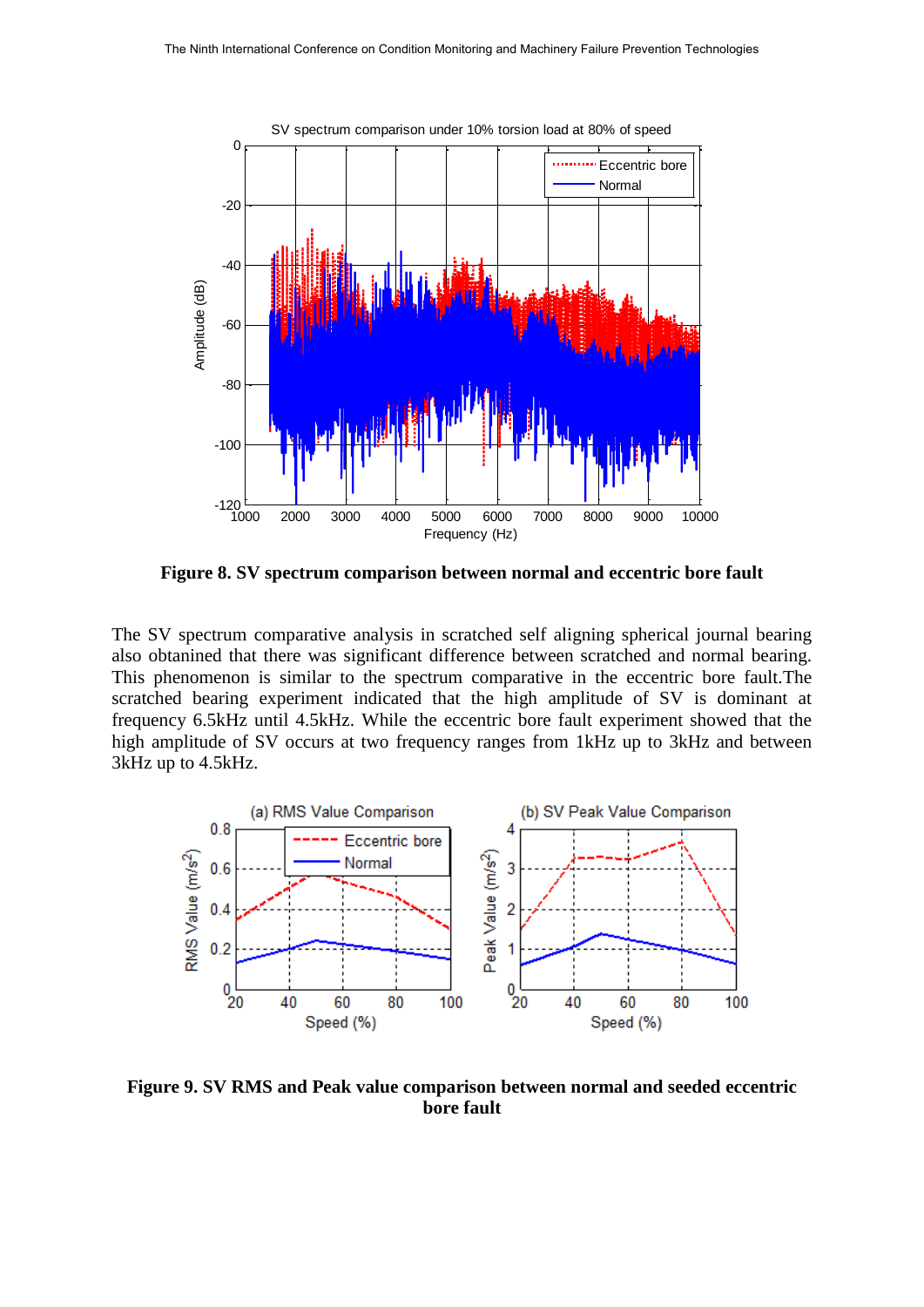**Figure 8. SV spectrum comparison between normal and eccentric bore fault**

The SV spectrum comparative analysis in scratched self aligning spherical journal bearing also obtanined that there was significant difference between scratched and normal bearing. This phenomenon is similar to the spectrum comparative in the eccentric bore fault.The scratched bearing experiment indicated that the high amplitude of SV is dominant at frequency 6.5kHz until 4.5kHz. While the eccentric bore fault experiment showed that the high amplitude of SV occurs at two frequency ranges from 1kHz up to 3kHz and between 3kHz up to 4.5kHz.

**Figure 9. SV RMS and Peak value comparison between normal and seeded eccentric bore fault**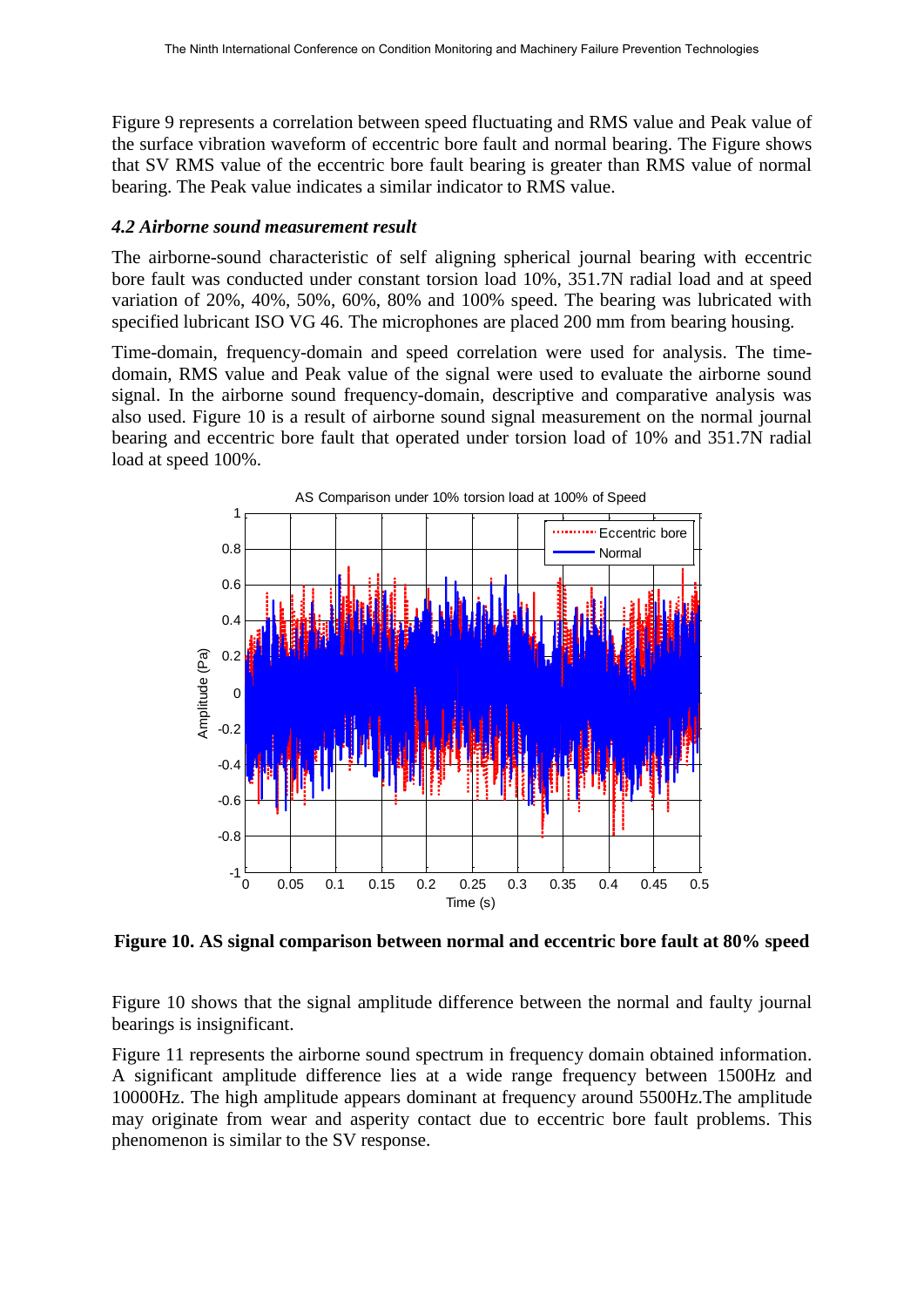Figure 9 represents a correlation between speed fluctuating and RMS value and Peak value of the surface vibration waveform of eccentric bore fault and normal bearing. The Figure shows that SV RMS value of the eccentric bore fault bearing is greater than RMS value of normal bearing. The Peak value indicates a similar indicator to RMS value.

### *4.2 Airborne sound measurement result*

The airborne-sound characteristic of self aligning spherical journal bearing with eccentric bore fault was conducted under constant torsion load 10%, 351.7N radial load and at speed variation of 20%, 40%, 50%, 60%, 80% and 100% speed. The bearing was lubricated with specified lubricant ISO VG 46. The microphones are placed 200 mm from bearing housing.

Time-domain, frequency-domain and speed correlation were used for analysis. The time-domain, RMS value and Peak value of the signal were used to evaluate the airborne sound signal. In the airborne sound frequency-domain, descriptive and comparative analysis was also used. Figure 10 is a result of airborne sound signal measurement on the normal journal bearing and eccentric bore fault that operated under torsion load of 10% and 351.7N radial load at speed 100%.

**Figure 10. AS signal comparison between normal and eccentric bore fault at 80% speed**

Figure 10 shows that the signal amplitude difference between the normal and faulty journal bearings is insignificant.

Figure 11 represents the airborne sound spectrum in frequency domain obtained information. A significant amplitude difference lies at a wide range frequency between 1500Hz and 10000Hz. The high amplitude appears dominant at frequency around 5500Hz.The amplitude may originate from wear and asperity contact due to eccentric bore fault problems. This phenomenon is similar to the SV response.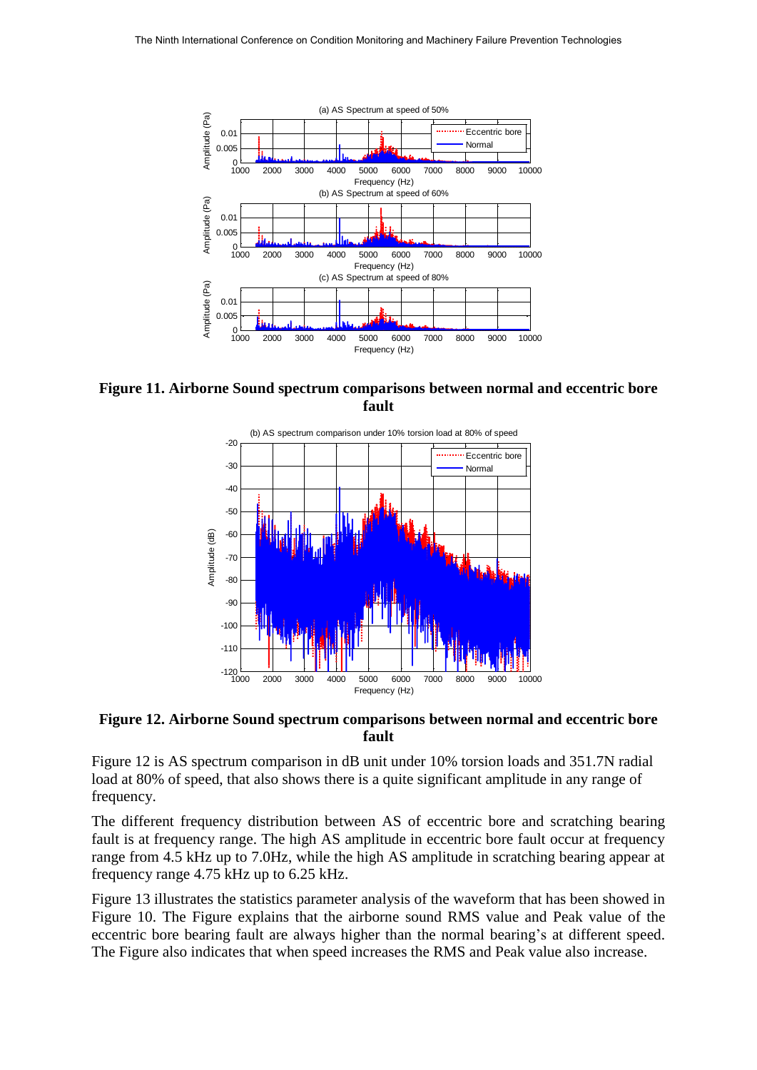**Figure 11. Airborne Sound spectrum comparisons between normal and eccentric bore fault**

**Figure 12. Airborne Sound spectrum comparisons between normal and eccentric bore fault**

Figure 12 is AS spectrum comparison in dB unit under 10% torsion loads and 351.7N radial load at 80% of speed, that also shows there is a quite significant amplitude in any range of frequency.

The different frequency distribution between AS of eccentric bore and scratching bearing fault is at frequency range. The high AS amplitude in eccentric bore fault occur at frequency range from 4.5 kHz up to 7.0Hz, while the high AS amplitude in scratching bearing appear at frequency range 4.75 kHz up to 6.25 kHz.

Figure 13 illustrates the statistics parameter analysis of the waveform that has been showed in Figure 10. The Figure explains that the airborne sound RMS value and Peak value of the eccentric bore bearing fault are always higher than the normal bearing's at different speed. The Figure also indicates that when speed increases the RMS and Peak value also increase.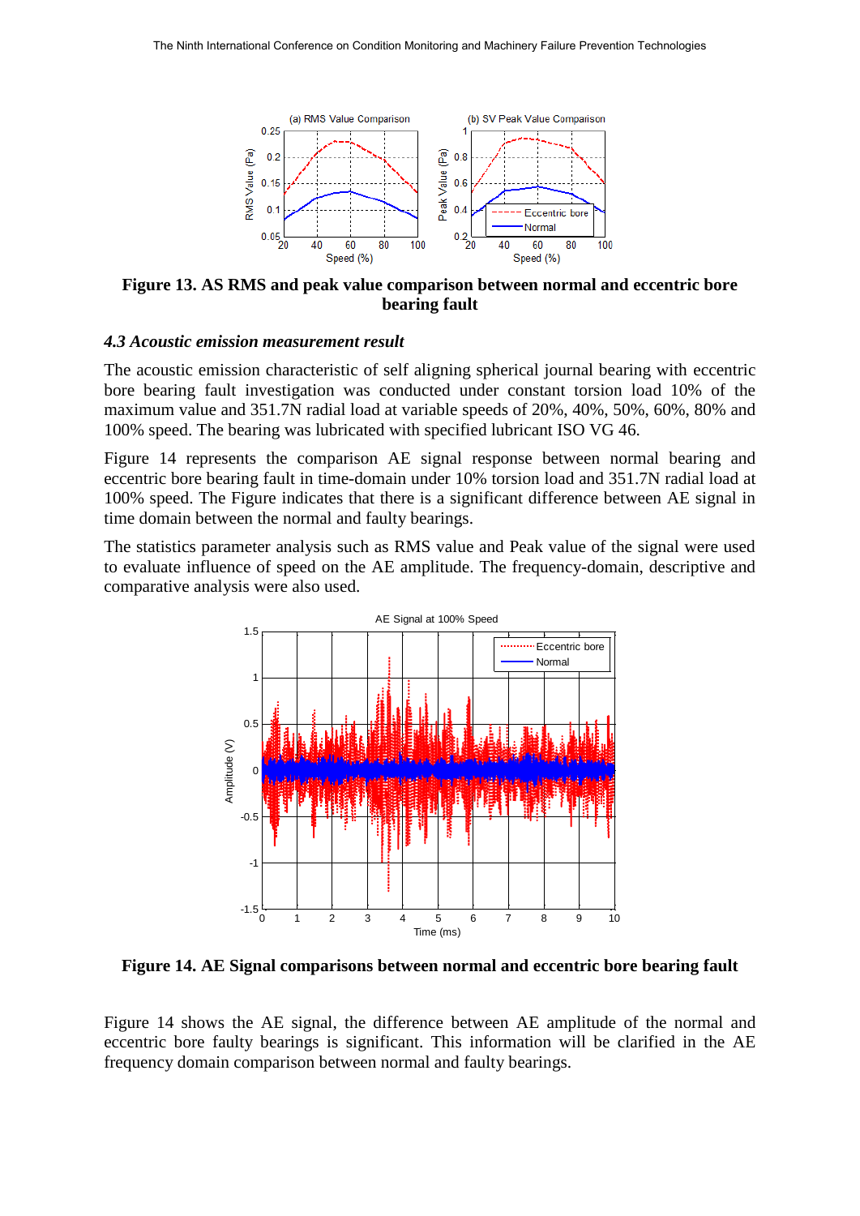**Figure 13. AS RMS and peak value comparison between normal and eccentric bore bearing fault**

### *4.3 Acoustic emission measurement result*

The acoustic emission characteristic of self aligning spherical journal bearing with eccentric bore bearing fault investigation was conducted under constant torsion load 10% of the maximum value and 351.7N radial load at variable speeds of 20%, 40%, 50%, 60%, 80% and 100% speed. The bearing was lubricated with specified lubricant ISO VG 46.

Figure 14 represents the comparison AE signal response between normal bearing and eccentric bore bearing fault in time-domain under 10% torsion load and 351.7N radial load at 100% speed. The Figure indicates that there is a significant difference between AE signal in time domain between the normal and faulty bearings.

The statistics parameter analysis such as RMS value and Peak value of the signal were used to evaluate influence of speed on the AE amplitude. The frequency-domain, descriptive and comparative analysis were also used.

**Figure 14. AE Signal comparisons between normal and eccentric bore bearing fault**

Figure 14 shows the AE signal, the difference between AE amplitude of the normal and eccentric bore faulty bearings is significant. This information will be clarified in the AE frequency domain comparison between normal and faulty bearings.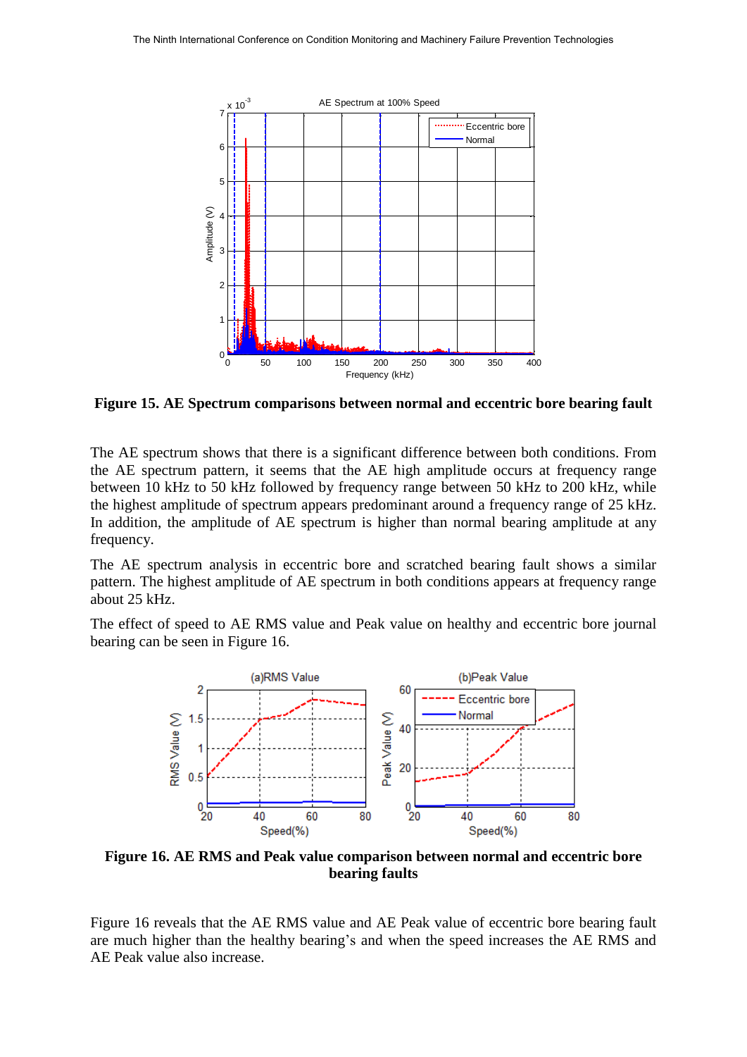**Figure 15. AE Spectrum comparisons between normal and eccentric bore bearing fault**

The AE spectrum shows that there is a significant difference between both conditions. From the AE spectrum pattern, it seems that the AE high amplitude occurs at frequency range between 10 kHz to 50 kHz followed by frequency range between 50 kHz to 200 kHz, while the highest amplitude of spectrum appears predominant around a frequency range of 25 kHz. In addition, the amplitude of AE spectrum is higher than normal bearing amplitude at any frequency.

The AE spectrum analysis in eccentric bore and scratched bearing fault shows a similar pattern. The highest amplitude of AE spectrum in both conditions appears at frequency range about 25 kHz.

The effect of speed to AE RMS value and Peak value on healthy and eccentric bore journal bearing can be seen in Figure 16.

**Figure 16. AE RMS and Peak value comparison between normal and eccentric bore bearing faults**

Figure 16 reveals that the AE RMS value and AE Peak value of eccentric bore bearing fault are much higher than the healthy bearing's and when the speed increases the AE RMS and AE Peak value also increase.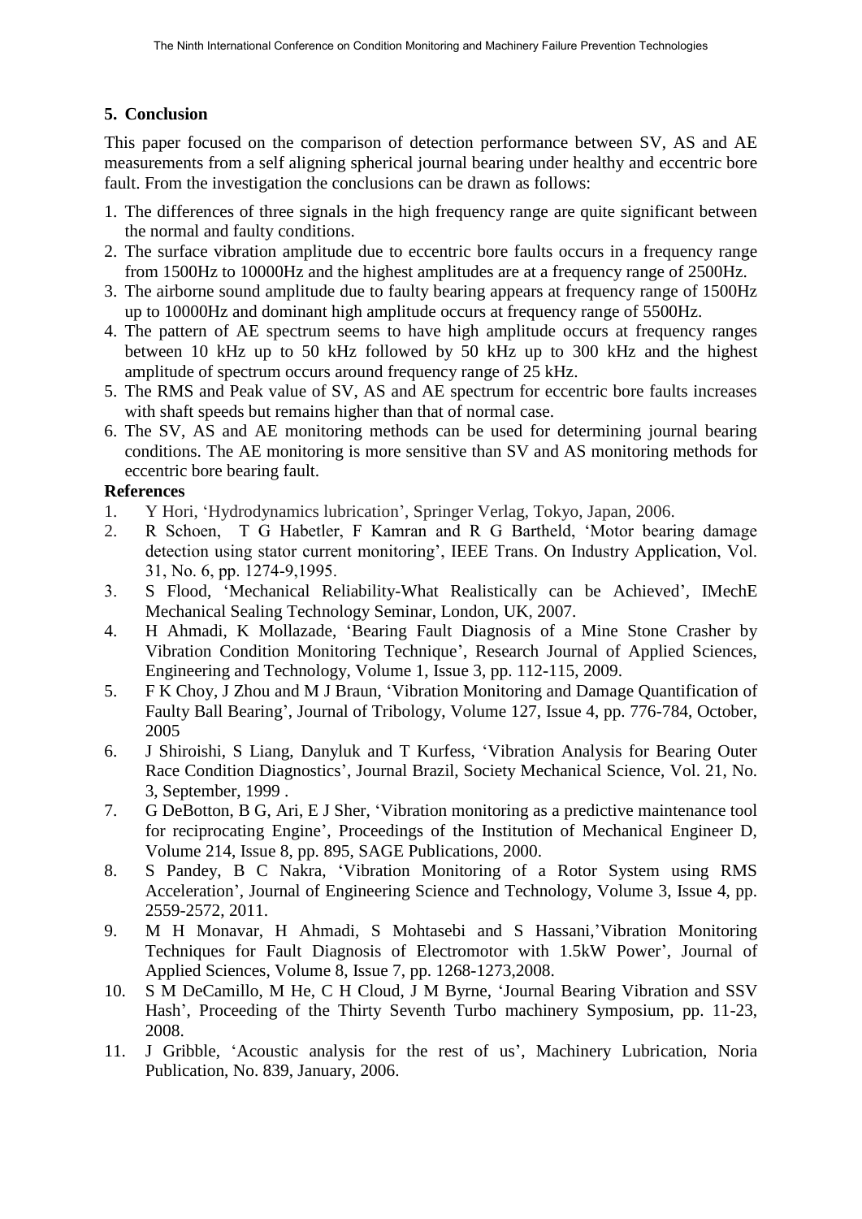## 5. Conclusion

This paper focused on the comparison of detection performance between SV, AS and AE measurements from a self aligning spherical journal bearing under healthy and eccentric bore fault. From the investigation the conclusions can be drawn as follows:

1. The differences of three signals in the high frequency range are quite significant between the normal and faulty conditions.
2. The surface vibration amplitude due to eccentric bore faults occurs in a frequency range from 1500Hz to 10000Hz and the highest amplitudes are at a frequency range of 2500Hz.
3. The airborne sound amplitude due to faulty bearing appears at frequency range of 1500Hz up to 10000Hz and dominant high amplitude occurs at frequency range of 5500Hz.
4. The pattern of AE spectrum seems to have high amplitude occurs at frequency ranges between 10 kHz up to 50 kHz followed by 50 kHz up to 300 kHz and the highest amplitude of spectrum occurs around frequency range of 25 kHz.
5. The RMS and Peak value of SV, AS and AE spectrum for eccentric bore faults increases with shaft speeds but remains higher than that of normal case.
6. The SV, AS and AE monitoring methods can be used for determining journal bearing conditions. The AE monitoring is more sensitive than SV and AS monitoring methods for eccentric bore bearing fault.

**References**

1. Y Hori, 'Hydrodynamics lubrication', Springer Verlag, Tokyo, Japan, 2006.
2. R Schoen, T G Habetler, F Kamran and R G Bartheld, 'Motor bearing damage detection using stator current monitoring', IEEE Trans. On Industry Application, Vol. 31, No. 6, pp. 1274-9,1995.
3. S Flood, 'Mechanical Reliability-What Realistically can be Achieved', IMechE Mechanical Sealing Technology Seminar, London, UK, 2007.
4. H Ahmadi, K Mollazade, 'Bearing Fault Diagnosis of a Mine Stone Crasher by Vibration Condition Monitoring Technique', Research Journal of Applied Sciences, Engineering and Technology, Volume 1, Issue 3, pp. 112-115, 2009.
5. F K Choy, J Zhou and M J Braun, 'Vibration Monitoring and Damage Quantification of Faulty Ball Bearing', Journal of Tribology, Volume 127, Issue 4, pp. 776-784, October, 2005
6. J Shiroishi, S Liang, Danyluk and T Kurfess, 'Vibration Analysis for Bearing Outer Race Condition Diagnostics', Journal Brazil, Society Mechanical Science, Vol. 21, No. 3, September, 1999 .
7. G DeBotton, B G, Ari, E J Sher, 'Vibration monitoring as a predictive maintenance tool for reciprocating Engine', Proceedings of the Institution of Mechanical Engineer D, Volume 214, Issue 8, pp. 895, SAGE Publications, 2000.
8. S Pandey, B C Nakra, 'Vibration Monitoring of a Rotor System using RMS Acceleration', Journal of Engineering Science and Technology, Volume 3, Issue 4, pp. 2559-2572, 2011.
9. M H Monavar, H Ahmadi, S Mohtasebi and S Hassani,'Vibration Monitoring Techniques for Fault Diagnosis of Electromotor with 1.5kW Power', Journal of Applied Sciences, Volume 8, Issue 7, pp. 1268-1273,2008.
10. S M DeCamillo, M He, C H Cloud, J M Byrne, 'Journal Bearing Vibration and SSV Hash', Proceeding of the Thirty Seventh Turbo machinery Symposium, pp. 11-23, 2008.
11. J Gribble, 'Acoustic analysis for the rest of us', Machinery Lubrication, Noria Publication, No. 839, January, 2006.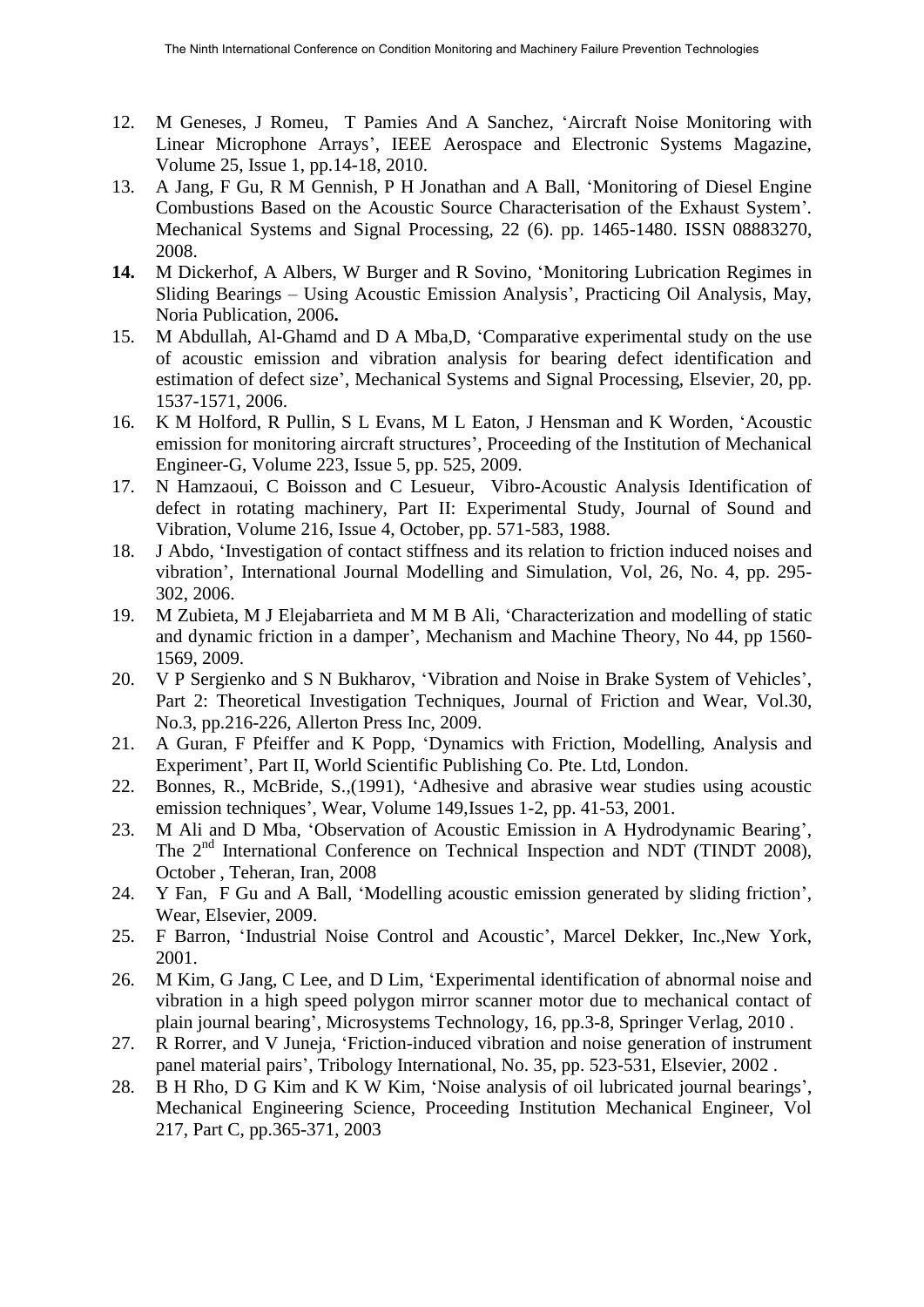12. M Geneses, J Romeu, T Pamies And A Sanchez, 'Aircraft Noise Monitoring with Linear Microphone Arrays', IEEE Aerospace and Electronic Systems Magazine, Volume 25, Issue 1, pp.14-18, 2010.
13. A Jang, F Gu, R M Gennish, P H Jonathan and A Ball, 'Monitoring of Diesel Engine Combustions Based on the Acoustic Source Characterisation of the Exhaust System'. Mechanical Systems and Signal Processing, 22 (6). pp. 1465-1480. ISSN 08883270, 2008.
14. M Dickerhof, A Albers, W Burger and R Sovino, 'Monitoring Lubrication Regimes in Sliding Bearings – Using Acoustic Emission Analysis', Practicing Oil Analysis, May, Noria Publication, 2006**.**
15. M Abdullah, Al-Ghamd and D A Mba,D, 'Comparative experimental study on the use of acoustic emission and vibration analysis for bearing defect identification and estimation of defect size', Mechanical Systems and Signal Processing, Elsevier, 20, pp. 1537-1571, 2006.
16. K M Holford, R Pullin, S L Evans, M L Eaton, J Hensman and K Worden, 'Acoustic emission for monitoring aircraft structures', Proceeding of the Institution of Mechanical Engineer-G, Volume 223, Issue 5, pp. 525, 2009.
17. N Hamzaoui, C Boisson and C Lesueur, Vibro-Acoustic Analysis Identification of defect in rotating machinery, Part II: Experimental Study, Journal of Sound and Vibration, Volume 216, Issue 4, October, pp. 571-583, 1988.
18. J Abdo, 'Investigation of contact stiffness and its relation to friction induced noises and vibration', International Journal Modelling and Simulation, Vol, 26, No. 4, pp. 295-302, 2006.
19. M Zubieta, M J Elejabarrieta and M M B Ali, 'Characterization and modelling of static and dynamic friction in a damper', Mechanism and Machine Theory, No 44, pp 1560-1569, 2009.
20. V P Sergienko and S N Bukharov, 'Vibration and Noise in Brake System of Vehicles', Part 2: Theoretical Investigation Techniques, Journal of Friction and Wear, Vol.30, No.3, pp.216-226, Allerton Press Inc, 2009.
21. A Guran, F Pfeiffer and K Popp, 'Dynamics with Friction, Modelling, Analysis and Experiment', Part II, World Scientific Publishing Co. Pte. Ltd, London.
22. Bonnes, R., McBride, S.,(1991), 'Adhesive and abrasive wear studies using acoustic emission techniques', Wear, Volume 149,Issues 1-2, pp. 41-53, 2001.
23. M Ali and D Mba, 'Observation of Acoustic Emission in A Hydrodynamic Bearing', The 2nd International Conference on Technical Inspection and NDT (TINDT 2008), October , Teheran, Iran, 2008
24. Y Fan, F Gu and A Ball, 'Modelling acoustic emission generated by sliding friction', Wear, Elsevier, 2009.
25. F Barron, 'Industrial Noise Control and Acoustic', Marcel Dekker, Inc.,New York, 2001.
26. M Kim, G Jang, C Lee, and D Lim, 'Experimental identification of abnormal noise and vibration in a high speed polygon mirror scanner motor due to mechanical contact of plain journal bearing', Microsystems Technology, 16, pp.3-8, Springer Verlag, 2010 .
27. R Rorrer, and V Juneja, 'Friction-induced vibration and noise generation of instrument panel material pairs', Tribology International, No. 35, pp. 523-531, Elsevier, 2002 .
28. B H Rho, D G Kim and K W Kim, 'Noise analysis of oil lubricated journal bearings', Mechanical Engineering Science, Proceeding Institution Mechanical Engineer, Vol 217, Part C, pp.365-371, 2003